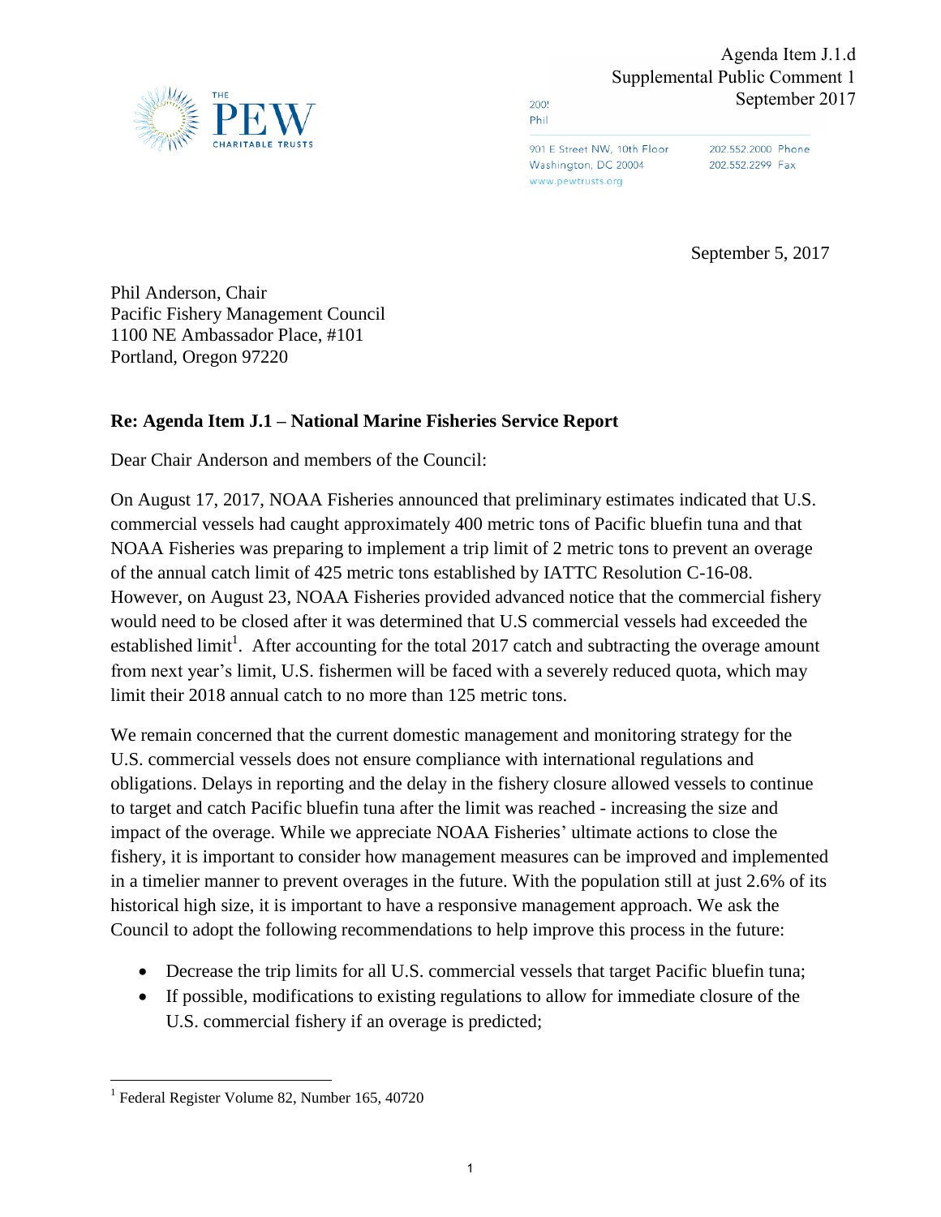Agenda Item J.1.d
Supplemental Public Comment 1
September 2017

THE PEW CHARITABLE TRUSTS

901 E Street NW, 10th Floor
Washington, DC 20004
www.pewtrusts.org

202.552.2000 Phone
202.552.2299 Fax

September 5, 2017

Phil Anderson, Chair
Pacific Fishery Management Council
1100 NE Ambassador Place, #101
Portland, Oregon 97220

**Re: Agenda Item J.1 – National Marine Fisheries Service Report**

Dear Chair Anderson and members of the Council:

On August 17, 2017, NOAA Fisheries announced that preliminary estimates indicated that U.S. commercial vessels had caught approximately 400 metric tons of Pacific bluefin tuna and that NOAA Fisheries was preparing to implement a trip limit of 2 metric tons to prevent an overage of the annual catch limit of 425 metric tons established by IATTC Resolution C-16-08. However, on August 23, NOAA Fisheries provided advanced notice that the commercial fishery would need to be closed after it was determined that U.S commercial vessels had exceeded the established limit[1]. After accounting for the total 2017 catch and subtracting the overage amount from next year's limit, U.S. fishermen will be faced with a severely reduced quota, which may limit their 2018 annual catch to no more than 125 metric tons.

We remain concerned that the current domestic management and monitoring strategy for the U.S. commercial vessels does not ensure compliance with international regulations and obligations. Delays in reporting and the delay in the fishery closure allowed vessels to continue to target and catch Pacific bluefin tuna after the limit was reached - increasing the size and impact of the overage. While we appreciate NOAA Fisheries' ultimate actions to close the fishery, it is important to consider how management measures can be improved and implemented in a timelier manner to prevent overages in the future. With the population still at just 2.6% of its historical high size, it is important to have a responsive management approach. We ask the Council to adopt the following recommendations to help improve this process in the future:

- Decrease the trip limits for all U.S. commercial vessels that target Pacific bluefin tuna;
- If possible, modifications to existing regulations to allow for immediate closure of the U.S. commercial fishery if an overage is predicted;

[1] Federal Register Volume 82, Number 165, 40720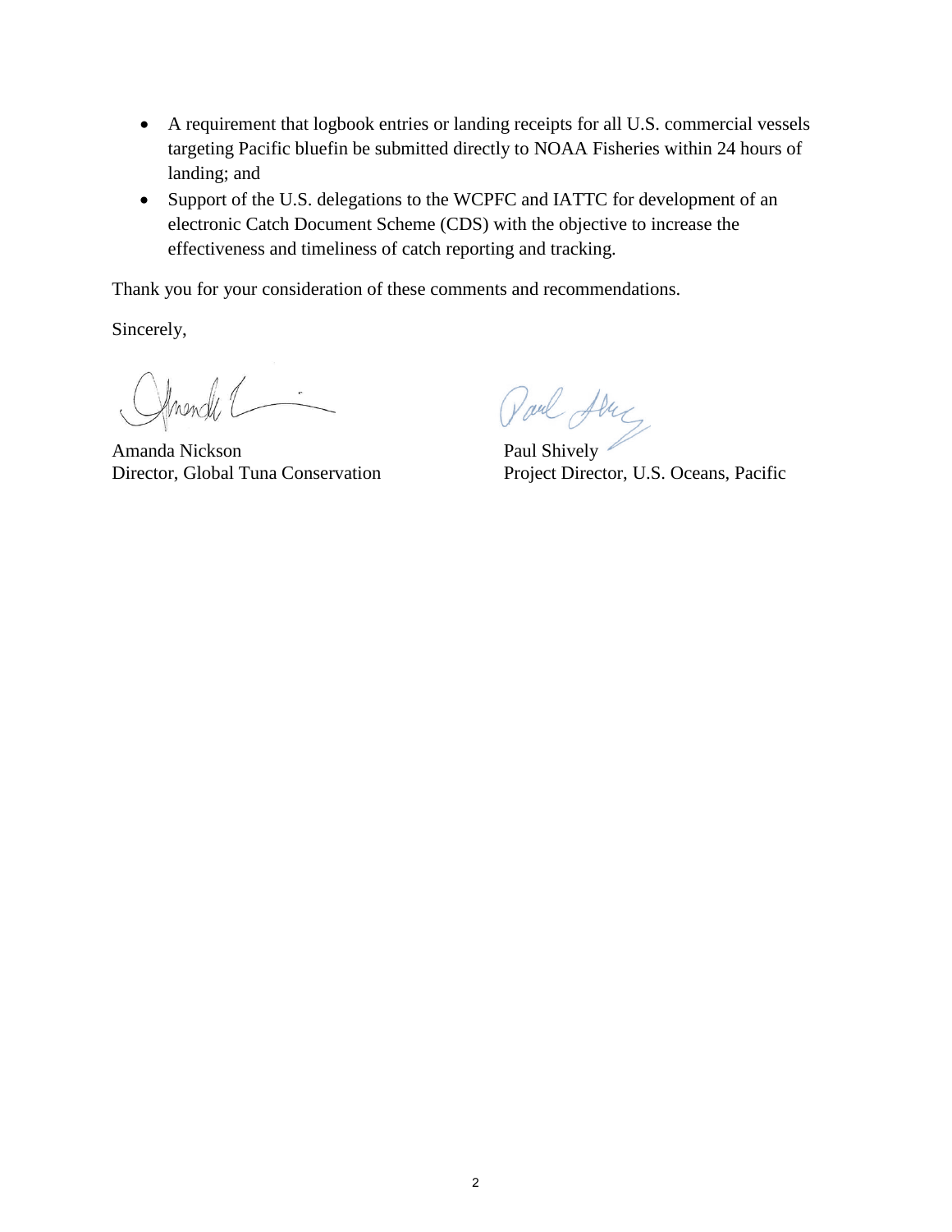- A requirement that logbook entries or landing receipts for all U.S. commercial vessels targeting Pacific bluefin be submitted directly to NOAA Fisheries within 24 hours of landing; and
- Support of the U.S. delegations to the WCPFC and IATTC for development of an electronic Catch Document Scheme (CDS) with the objective to increase the effectiveness and timeliness of catch reporting and tracking.

Thank you for your consideration of these comments and recommendations.

Sincerely,

Amanda Nickson
Director, Global Tuna Conservation

Paul Shively
Project Director, U.S. Oceans, Pacific